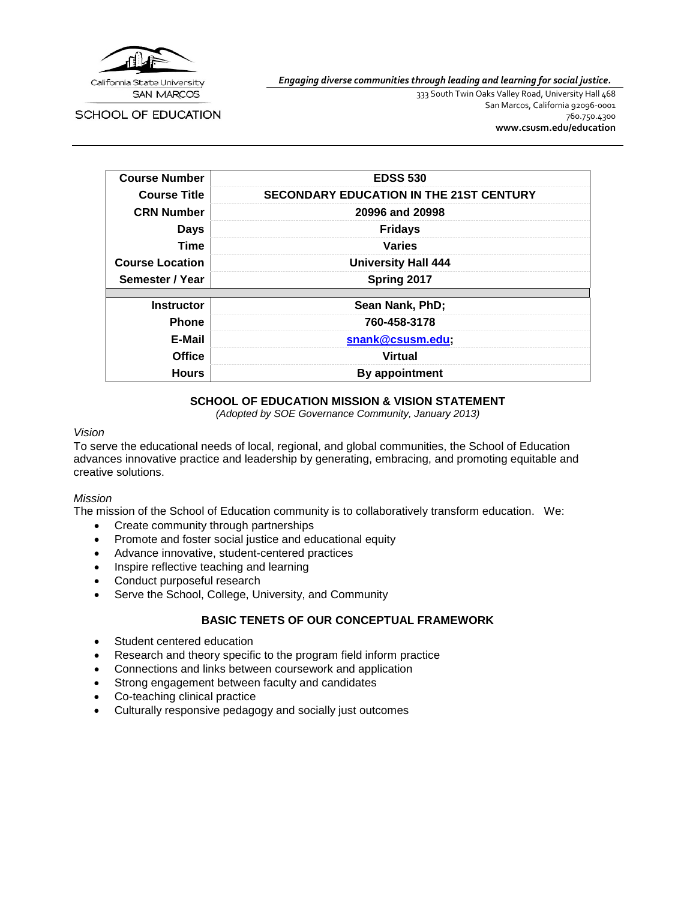California State University
SAN MARCOS

SCHOOL OF EDUCATION

*Engaging diverse communities through leading and learning for social justice.*

333 South Twin Oaks Valley Road, University Hall 468
San Marcos, California 92096-0001
760.750.4300
**www.csusm.edu/education**

| | |
|---|---|
| **Course Number** | **EDSS 530** |
| **Course Title** | **SECONDARY EDUCATION IN THE 21ST CENTURY** |
| **CRN Number** | **20996 and 20998** |
| **Days** | **Fridays** |
| **Time** | **Varies** |
| **Course Location** | **University Hall 444** |
| **Semester / Year** | **Spring 2017** |
| | |
| **Instructor** | **Sean Nank, PhD;** |
| **Phone** | **760-458-3178** |
| **E-Mail** | **snank@csusm.edu;** |
| **Office** | **Virtual** |
| **Hours** | **By appointment** |

## SCHOOL OF EDUCATION MISSION & VISION STATEMENT

*(Adopted by SOE Governance Community, January 2013)*

*Vision*

To serve the educational needs of local, regional, and global communities, the School of Education advances innovative practice and leadership by generating, embracing, and promoting equitable and creative solutions.

*Mission*

The mission of the School of Education community is to collaboratively transform education. We:

- Create community through partnerships
- Promote and foster social justice and educational equity
- Advance innovative, student-centered practices
- Inspire reflective teaching and learning
- Conduct purposeful research
- Serve the School, College, University, and Community

## BASIC TENETS OF OUR CONCEPTUAL FRAMEWORK

- Student centered education
- Research and theory specific to the program field inform practice
- Connections and links between coursework and application
- Strong engagement between faculty and candidates
- Co-teaching clinical practice
- Culturally responsive pedagogy and socially just outcomes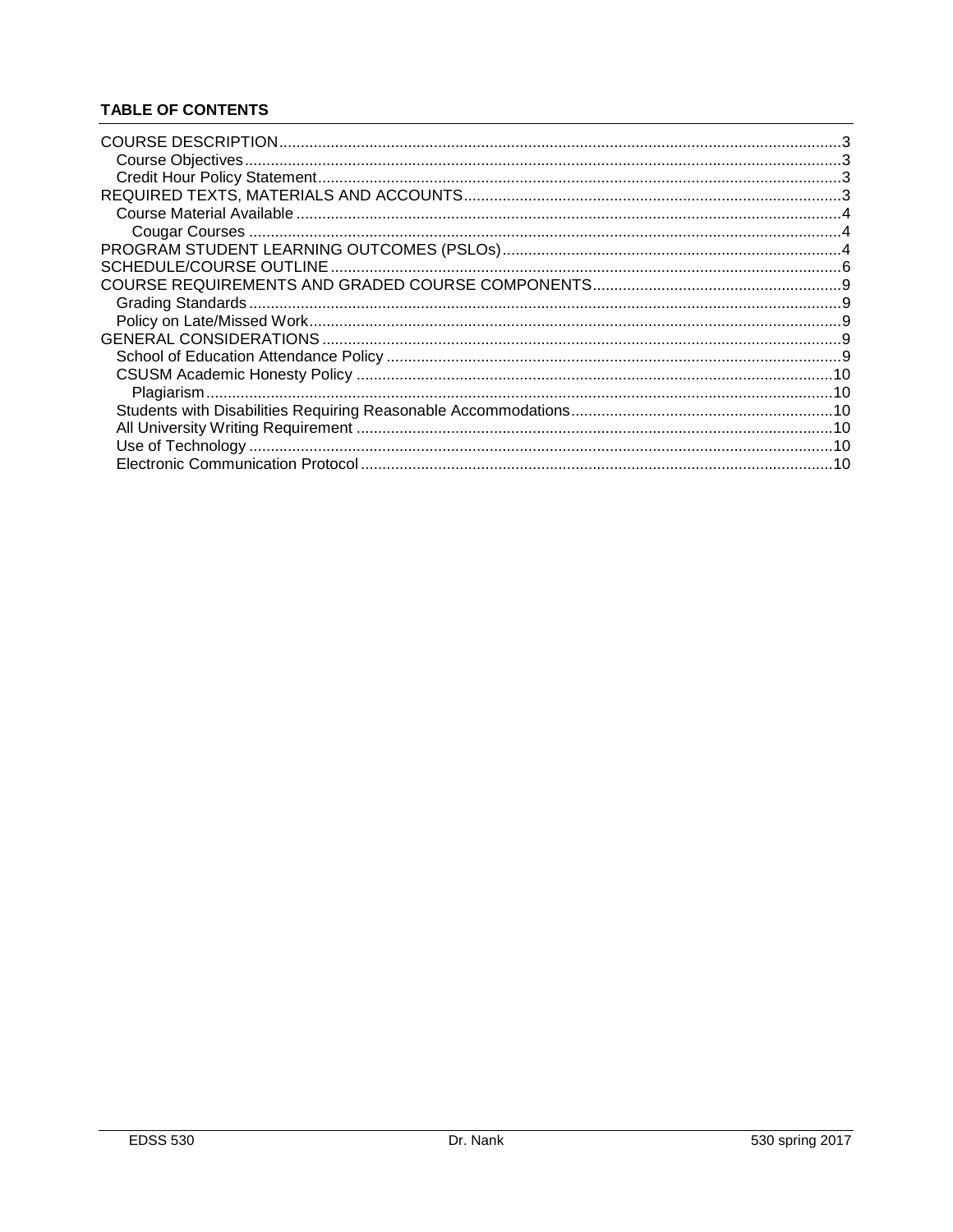**TABLE OF CONTENTS**

- COURSE DESCRIPTION ... 3
  - Course Objectives ... 3
  - Credit Hour Policy Statement ... 3
- REQUIRED TEXTS, MATERIALS AND ACCOUNTS ... 3
  - Course Material Available ... 4
    - Cougar Courses ... 4
- PROGRAM STUDENT LEARNING OUTCOMES (PSLOs) ... 4
- SCHEDULE/COURSE OUTLINE ... 6
- COURSE REQUIREMENTS AND GRADED COURSE COMPONENTS ... 9
  - Grading Standards ... 9
  - Policy on Late/Missed Work ... 9
- GENERAL CONSIDERATIONS ... 9
  - School of Education Attendance Policy ... 9
  - CSUSM Academic Honesty Policy ... 10
    - Plagiarism ... 10
  - Students with Disabilities Requiring Reasonable Accommodations ... 10
  - All University Writing Requirement ... 10
  - Use of Technology ... 10
  - Electronic Communication Protocol ... 10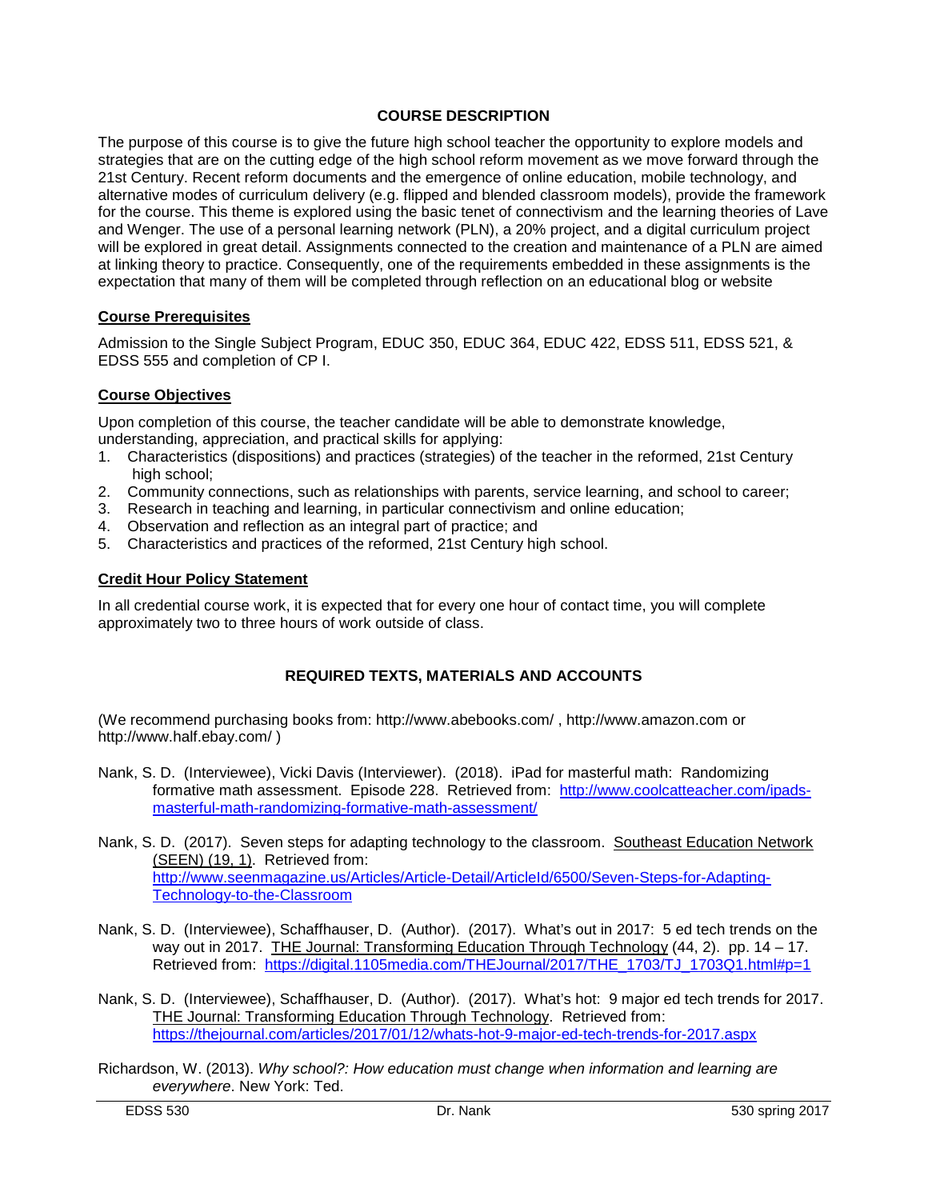## COURSE DESCRIPTION

The purpose of this course is to give the future high school teacher the opportunity to explore models and strategies that are on the cutting edge of the high school reform movement as we move forward through the 21st Century. Recent reform documents and the emergence of online education, mobile technology, and alternative modes of curriculum delivery (e.g. flipped and blended classroom models), provide the framework for the course. This theme is explored using the basic tenet of connectivism and the learning theories of Lave and Wenger. The use of a personal learning network (PLN), a 20% project, and a digital curriculum project will be explored in great detail. Assignments connected to the creation and maintenance of a PLN are aimed at linking theory to practice. Consequently, one of the requirements embedded in these assignments is the expectation that many of them will be completed through reflection on an educational blog or website

### Course Prerequisites

Admission to the Single Subject Program, EDUC 350, EDUC 364, EDUC 422, EDSS 511, EDSS 521, & EDSS 555 and completion of CP I.

### Course Objectives

Upon completion of this course, the teacher candidate will be able to demonstrate knowledge, understanding, appreciation, and practical skills for applying:

1. Characteristics (dispositions) and practices (strategies) of the teacher in the reformed, 21st Century high school;
2. Community connections, such as relationships with parents, service learning, and school to career;
3. Research in teaching and learning, in particular connectivism and online education;
4. Observation and reflection as an integral part of practice; and
5. Characteristics and practices of the reformed, 21st Century high school.

### Credit Hour Policy Statement

In all credential course work, it is expected that for every one hour of contact time, you will complete approximately two to three hours of work outside of class.

## REQUIRED TEXTS, MATERIALS AND ACCOUNTS

(We recommend purchasing books from: http://www.abebooks.com/ , http://www.amazon.com or http://www.half.ebay.com/ )

Nank, S. D. (Interviewee), Vicki Davis (Interviewer). (2018). iPad for masterful math: Randomizing formative math assessment. Episode 228. Retrieved from: http://www.coolcatteacher.com/ipads-masterful-math-randomizing-formative-math-assessment/

Nank, S. D. (2017). Seven steps for adapting technology to the classroom. Southeast Education Network (SEEN) (19, 1). Retrieved from: http://www.seenmagazine.us/Articles/Article-Detail/ArticleId/6500/Seven-Steps-for-Adapting-Technology-to-the-Classroom

Nank, S. D. (Interviewee), Schaffhauser, D. (Author). (2017). What's out in 2017: 5 ed tech trends on the way out in 2017. THE Journal: Transforming Education Through Technology (44, 2). pp. 14 – 17. Retrieved from: https://digital.1105media.com/THEJournal/2017/THE_1703/TJ_1703Q1.html#p=1

Nank, S. D. (Interviewee), Schaffhauser, D. (Author). (2017). What's hot: 9 major ed tech trends for 2017. THE Journal: Transforming Education Through Technology. Retrieved from: https://thejournal.com/articles/2017/01/12/whats-hot-9-major-ed-tech-trends-for-2017.aspx

Richardson, W. (2013). *Why school?: How education must change when information and learning are everywhere*. New York: Ted.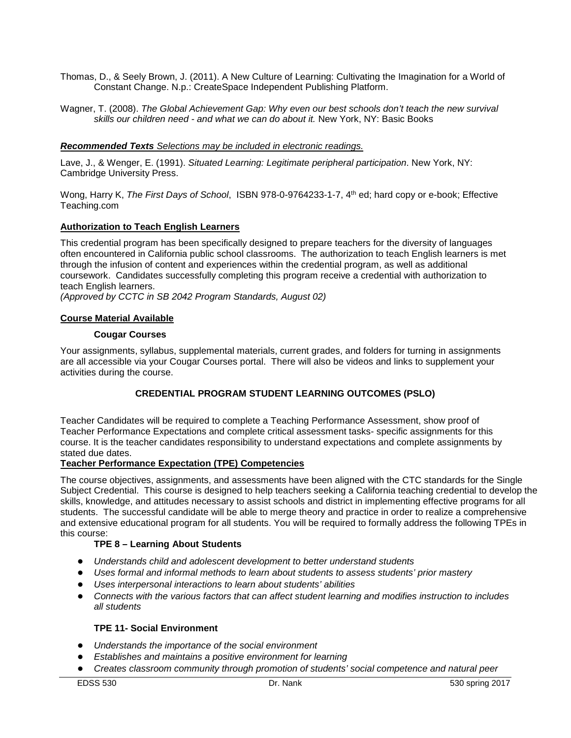Thomas, D., & Seely Brown, J. (2011). A New Culture of Learning: Cultivating the Imagination for a World of Constant Change. N.p.: CreateSpace Independent Publishing Platform.

Wagner, T. (2008). *The Global Achievement Gap: Why even our best schools don't teach the new survival skills our children need - and what we can do about it.* New York, NY: Basic Books

***Recommended Texts*** *Selections may be included in electronic readings.*

Lave, J., & Wenger, E. (1991). *Situated Learning: Legitimate peripheral participation*. New York, NY: Cambridge University Press.

Wong, Harry K, *The First Days of School*, ISBN 978-0-9764233-1-7, 4th ed; hard copy or e-book; Effective Teaching.com

**Authorization to Teach English Learners**

This credential program has been specifically designed to prepare teachers for the diversity of languages often encountered in California public school classrooms. The authorization to teach English learners is met through the infusion of content and experiences within the credential program, as well as additional coursework. Candidates successfully completing this program receive a credential with authorization to teach English learners.
*(Approved by CCTC in SB 2042 Program Standards, August 02)*

**Course Material Available**

**Cougar Courses**

Your assignments, syllabus, supplemental materials, current grades, and folders for turning in assignments are all accessible via your Cougar Courses portal. There will also be videos and links to supplement your activities during the course.

## CREDENTIAL PROGRAM STUDENT LEARNING OUTCOMES (PSLO)

Teacher Candidates will be required to complete a Teaching Performance Assessment, show proof of Teacher Performance Expectations and complete critical assessment tasks- specific assignments for this course. It is the teacher candidates responsibility to understand expectations and complete assignments by stated due dates.

**Teacher Performance Expectation (TPE) Competencies**

The course objectives, assignments, and assessments have been aligned with the CTC standards for the Single Subject Credential. This course is designed to help teachers seeking a California teaching credential to develop the skills, knowledge, and attitudes necessary to assist schools and district in implementing effective programs for all students. The successful candidate will be able to merge theory and practice in order to realize a comprehensive and extensive educational program for all students. You will be required to formally address the following TPEs in this course:

**TPE 8 – Learning About Students**

- *Understands child and adolescent development to better understand students*
- *Uses formal and informal methods to learn about students to assess students' prior mastery*
- *Uses interpersonal interactions to learn about students' abilities*
- *Connects with the various factors that can affect student learning and modifies instruction to includes all students*

**TPE 11- Social Environment**

- *Understands the importance of the social environment*
- *Establishes and maintains a positive environment for learning*
- *Creates classroom community through promotion of students' social competence and natural peer*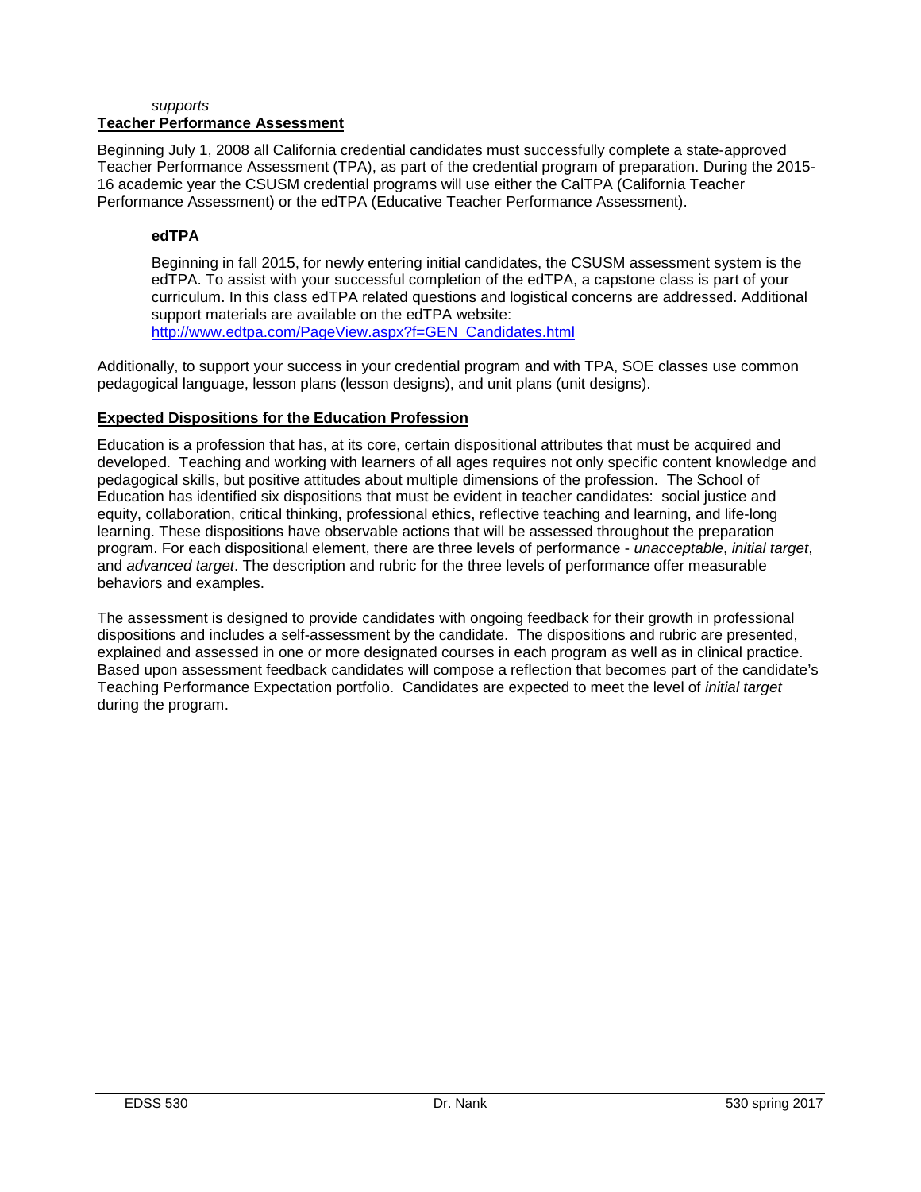*supports*

## Teacher Performance Assessment

Beginning July 1, 2008 all California credential candidates must successfully complete a state-approved Teacher Performance Assessment (TPA), as part of the credential program of preparation. During the 2015-16 academic year the CSUSM credential programs will use either the CalTPA (California Teacher Performance Assessment) or the edTPA (Educative Teacher Performance Assessment).

### edTPA

Beginning in fall 2015, for newly entering initial candidates, the CSUSM assessment system is the edTPA. To assist with your successful completion of the edTPA, a capstone class is part of your curriculum. In this class edTPA related questions and logistical concerns are addressed. Additional support materials are available on the edTPA website: [http://www.edtpa.com/PageView.aspx?f=GEN_Candidates.html](http://www.edtpa.com/PageView.aspx?f=GEN_Candidates.html)

Additionally, to support your success in your credential program and with TPA, SOE classes use common pedagogical language, lesson plans (lesson designs), and unit plans (unit designs).

## Expected Dispositions for the Education Profession

Education is a profession that has, at its core, certain dispositional attributes that must be acquired and developed. Teaching and working with learners of all ages requires not only specific content knowledge and pedagogical skills, but positive attitudes about multiple dimensions of the profession. The School of Education has identified six dispositions that must be evident in teacher candidates: social justice and equity, collaboration, critical thinking, professional ethics, reflective teaching and learning, and life-long learning. These dispositions have observable actions that will be assessed throughout the preparation program. For each dispositional element, there are three levels of performance - *unacceptable*, *initial target*, and *advanced target*. The description and rubric for the three levels of performance offer measurable behaviors and examples.

The assessment is designed to provide candidates with ongoing feedback for their growth in professional dispositions and includes a self-assessment by the candidate. The dispositions and rubric are presented, explained and assessed in one or more designated courses in each program as well as in clinical practice. Based upon assessment feedback candidates will compose a reflection that becomes part of the candidate's Teaching Performance Expectation portfolio. Candidates are expected to meet the level of *initial target* during the program.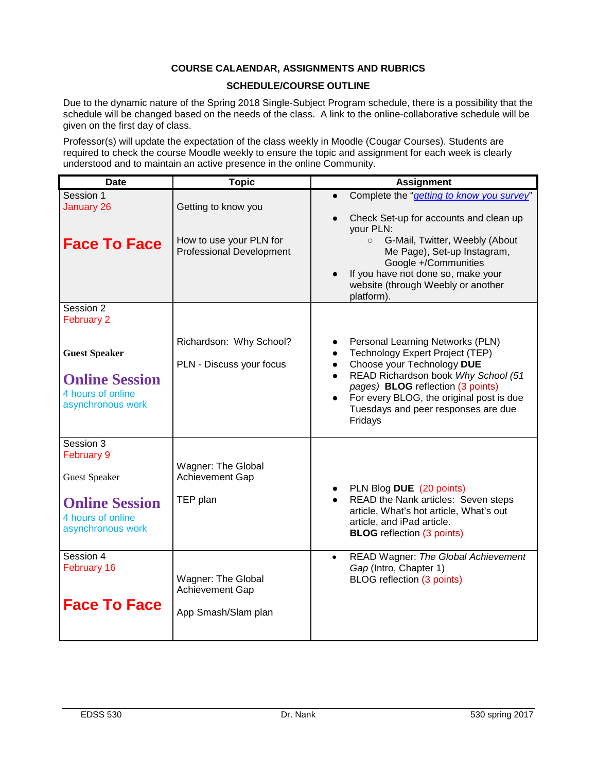**COURSE CALAENDAR, ASSIGNMENTS AND RUBRICS**

**SCHEDULE/COURSE OUTLINE**

Due to the dynamic nature of the Spring 2018 Single-Subject Program schedule, there is a possibility that the schedule will be changed based on the needs of the class. A link to the online-collaborative schedule will be given on the first day of class.

Professor(s) will update the expectation of the class weekly in Moodle (Cougar Courses). Students are required to check the course Moodle weekly to ensure the topic and assignment for each week is clearly understood and to maintain an active presence in the online Community.

| Date | Topic | Assignment |
|---|---|---|
| Session 1<br>January 26<br><br>**Face To Face** | Getting to know you<br><br>How to use your PLN for Professional Development | • Complete the "*getting to know you survey*"<br>• Check Set-up for accounts and clean up your PLN:<br>&nbsp;&nbsp;○ G-Mail, Twitter, Weebly (About Me Page), Set-up Instagram, Google +/Communities<br>• If you have not done so, make your website (through Weebly or another platform). |
| Session 2<br>February 2<br><br>**Guest Speaker**<br><br>**Online Session**<br>4 hours of online asynchronous work | Richardson: Why School?<br><br>PLN - Discuss your focus | • Personal Learning Networks (PLN)<br>• Technology Expert Project (TEP)<br>• Choose your Technology **DUE**<br>• READ Richardson book *Why School (51 pages)* **BLOG** reflection (3 points)<br>• For every BLOG, the original post is due Tuesdays and peer responses are due Fridays |
| Session 3<br>February 9<br><br>Guest Speaker<br><br>**Online Session**<br>4 hours of online asynchronous work | Wagner: The Global Achievement Gap<br><br>TEP plan | • PLN Blog **DUE** (20 points)<br>• READ the Nank articles: Seven steps article, What's hot article, What's out article, and iPad article.<br>**BLOG** reflection (3 points) |
| Session 4<br>February 16<br><br>**Face To Face** | Wagner: The Global Achievement Gap<br><br>App Smash/Slam plan | • READ Wagner: *The Global Achievement Gap* (Intro, Chapter 1)<br>BLOG reflection (3 points) |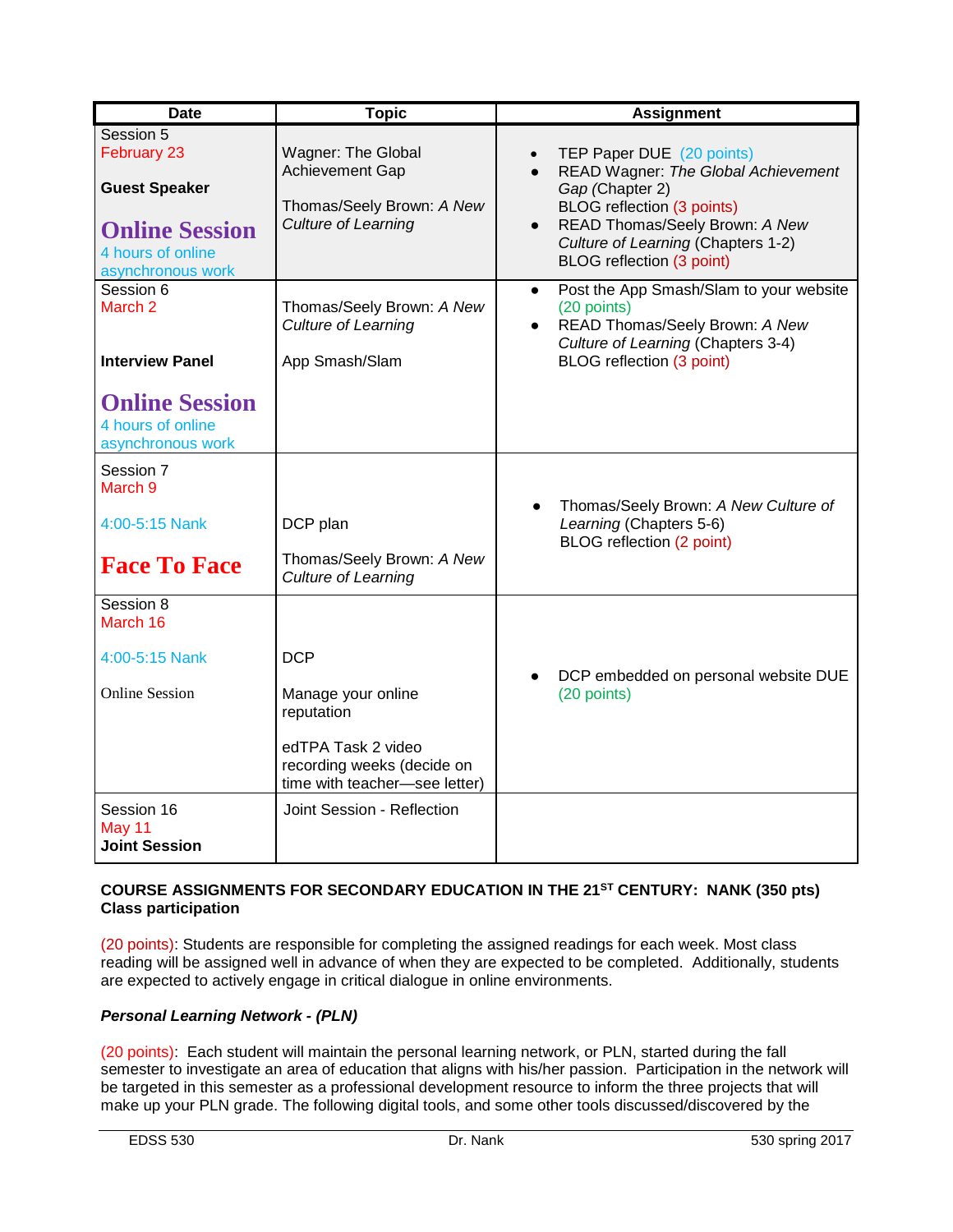| Date | Topic | Assignment |
| --- | --- | --- |
| Session 5<br>February 23<br><br>**Guest Speaker**<br><br>**Online Session**<br>4 hours of online asynchronous work | Wagner: The Global Achievement Gap<br><br>Thomas/Seely Brown: *A New Culture of Learning* | • TEP Paper DUE (20 points)<br>• READ Wagner: *The Global Achievement Gap* (Chapter 2)<br>BLOG reflection (3 points)<br>• READ Thomas/Seely Brown: *A New Culture of Learning* (Chapters 1-2)<br>BLOG reflection (3 point) |
| Session 6<br>March 2<br><br>**Interview Panel**<br><br>**Online Session**<br>4 hours of online asynchronous work | Thomas/Seely Brown: *A New Culture of Learning*<br><br>App Smash/Slam | • Post the App Smash/Slam to your website (20 points)<br>• READ Thomas/Seely Brown: *A New Culture of Learning* (Chapters 3-4)<br>BLOG reflection (3 point) |
| Session 7<br>March 9<br><br>4:00-5:15 Nank<br><br>**Face To Face** | DCP plan<br><br>Thomas/Seely Brown: *A New Culture of Learning* | • Thomas/Seely Brown: *A New Culture of Learning* (Chapters 5-6)<br>BLOG reflection (2 point) |
| Session 8<br>March 16<br><br>4:00-5:15 Nank<br><br>Online Session | DCP<br><br>Manage your online reputation<br><br>edTPA Task 2 video recording weeks (decide on time with teacher—see letter) | • DCP embedded on personal website DUE (20 points) |
| Session 16<br>May 11<br>**Joint Session** | Joint Session - Reflection | |

**COURSE ASSIGNMENTS FOR SECONDARY EDUCATION IN THE 21ST CENTURY: NANK (350 pts)**
**Class participation**

(20 points): Students are responsible for completing the assigned readings for each week. Most class reading will be assigned well in advance of when they are expected to be completed. Additionally, students are expected to actively engage in critical dialogue in online environments.

***Personal Learning Network - (PLN)***

(20 points): Each student will maintain the personal learning network, or PLN, started during the fall semester to investigate an area of education that aligns with his/her passion. Participation in the network will be targeted in this semester as a professional development resource to inform the three projects that will make up your PLN grade. The following digital tools, and some other tools discussed/discovered by the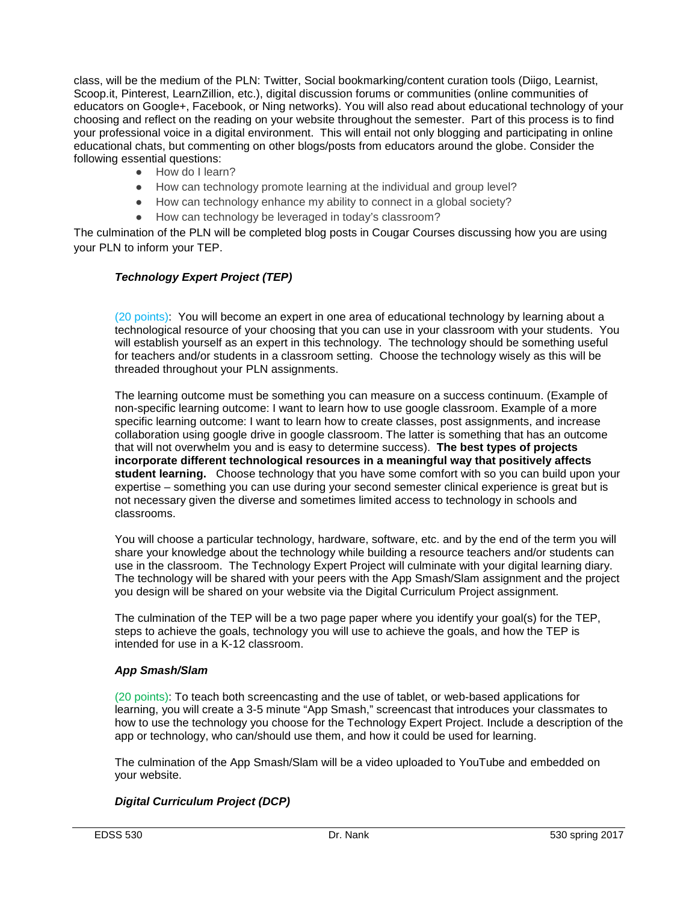class, will be the medium of the PLN: Twitter, Social bookmarking/content curation tools (Diigo, Learnist, Scoop.it, Pinterest, LearnZillion, etc.), digital discussion forums or communities (online communities of educators on Google+, Facebook, or Ning networks). You will also read about educational technology of your choosing and reflect on the reading on your website throughout the semester. Part of this process is to find your professional voice in a digital environment. This will entail not only blogging and participating in online educational chats, but commenting on other blogs/posts from educators around the globe. Consider the following essential questions:

- How do I learn?
- How can technology promote learning at the individual and group level?
- How can technology enhance my ability to connect in a global society?
- How can technology be leveraged in today's classroom?

The culmination of the PLN will be completed blog posts in Cougar Courses discussing how you are using your PLN to inform your TEP.

***Technology Expert Project (TEP)***

(20 points): You will become an expert in one area of educational technology by learning about a technological resource of your choosing that you can use in your classroom with your students. You will establish yourself as an expert in this technology. The technology should be something useful for teachers and/or students in a classroom setting. Choose the technology wisely as this will be threaded throughout your PLN assignments.

The learning outcome must be something you can measure on a success continuum. (Example of non-specific learning outcome: I want to learn how to use google classroom. Example of a more specific learning outcome: I want to learn how to create classes, post assignments, and increase collaboration using google drive in google classroom. The latter is something that has an outcome that will not overwhelm you and is easy to determine success). **The best types of projects incorporate different technological resources in a meaningful way that positively affects student learning.** Choose technology that you have some comfort with so you can build upon your expertise – something you can use during your second semester clinical experience is great but is not necessary given the diverse and sometimes limited access to technology in schools and classrooms.

You will choose a particular technology, hardware, software, etc. and by the end of the term you will share your knowledge about the technology while building a resource teachers and/or students can use in the classroom. The Technology Expert Project will culminate with your digital learning diary. The technology will be shared with your peers with the App Smash/Slam assignment and the project you design will be shared on your website via the Digital Curriculum Project assignment.

The culmination of the TEP will be a two page paper where you identify your goal(s) for the TEP, steps to achieve the goals, technology you will use to achieve the goals, and how the TEP is intended for use in a K-12 classroom.

***App Smash/Slam***

(20 points): To teach both screencasting and the use of tablet, or web-based applications for learning, you will create a 3-5 minute "App Smash," screencast that introduces your classmates to how to use the technology you choose for the Technology Expert Project. Include a description of the app or technology, who can/should use them, and how it could be used for learning.

The culmination of the App Smash/Slam will be a video uploaded to YouTube and embedded on your website.

***Digital Curriculum Project (DCP)***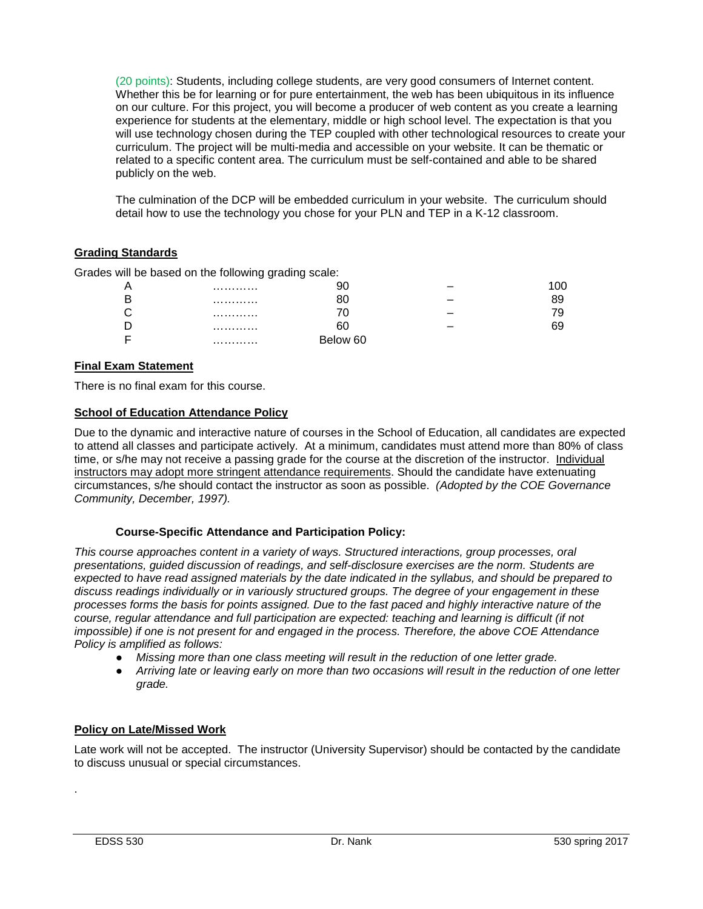(20 points): Students, including college students, are very good consumers of Internet content. Whether this be for learning or for pure entertainment, the web has been ubiquitous in its influence on our culture. For this project, you will become a producer of web content as you create a learning experience for students at the elementary, middle or high school level. The expectation is that you will use technology chosen during the TEP coupled with other technological resources to create your curriculum. The project will be multi-media and accessible on your website. It can be thematic or related to a specific content area. The curriculum must be self-contained and able to be shared publicly on the web.

The culmination of the DCP will be embedded curriculum in your website. The curriculum should detail how to use the technology you chose for your PLN and TEP in a K-12 classroom.

## Grading Standards

Grades will be based on the following grading scale:

| | | | | |
|---|---|---|---|---|
| A | ……….. | 90 | – | 100 |
| B | ……….. | 80 | – | 89 |
| C | ……….. | 70 | – | 79 |
| D | ……….. | 60 | – | 69 |
| F | ……….. | Below 60 | | |

## Final Exam Statement

There is no final exam for this course.

## School of Education Attendance Policy

Due to the dynamic and interactive nature of courses in the School of Education, all candidates are expected to attend all classes and participate actively. At a minimum, candidates must attend more than 80% of class time, or s/he may not receive a passing grade for the course at the discretion of the instructor. Individual instructors may adopt more stringent attendance requirements. Should the candidate have extenuating circumstances, s/he should contact the instructor as soon as possible. *(Adopted by the COE Governance Community, December, 1997).*

### Course-Specific Attendance and Participation Policy:

*This course approaches content in a variety of ways. Structured interactions, group processes, oral presentations, guided discussion of readings, and self-disclosure exercises are the norm. Students are expected to have read assigned materials by the date indicated in the syllabus, and should be prepared to discuss readings individually or in variously structured groups. The degree of your engagement in these processes forms the basis for points assigned. Due to the fast paced and highly interactive nature of the course, regular attendance and full participation are expected: teaching and learning is difficult (if not impossible) if one is not present for and engaged in the process. Therefore, the above COE Attendance Policy is amplified as follows:*

- *Missing more than one class meeting will result in the reduction of one letter grade.*
- *Arriving late or leaving early on more than two occasions will result in the reduction of one letter grade.*

## Policy on Late/Missed Work

Late work will not be accepted. The instructor (University Supervisor) should be contacted by the candidate to discuss unusual or special circumstances.

.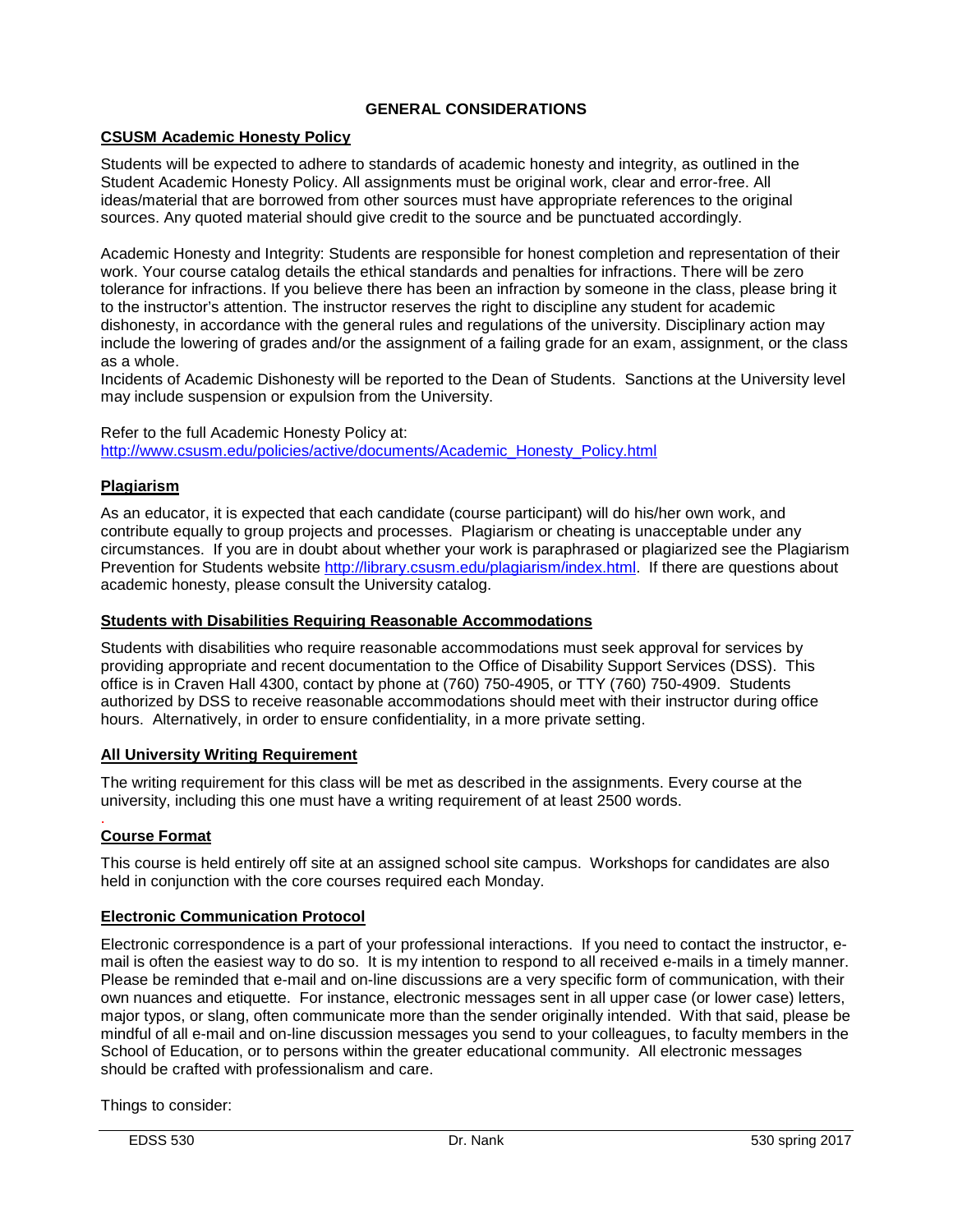## GENERAL CONSIDERATIONS

**CSUSM Academic Honesty Policy**

Students will be expected to adhere to standards of academic honesty and integrity, as outlined in the Student Academic Honesty Policy. All assignments must be original work, clear and error-free. All ideas/material that are borrowed from other sources must have appropriate references to the original sources. Any quoted material should give credit to the source and be punctuated accordingly.

Academic Honesty and Integrity: Students are responsible for honest completion and representation of their work. Your course catalog details the ethical standards and penalties for infractions. There will be zero tolerance for infractions. If you believe there has been an infraction by someone in the class, please bring it to the instructor's attention. The instructor reserves the right to discipline any student for academic dishonesty, in accordance with the general rules and regulations of the university. Disciplinary action may include the lowering of grades and/or the assignment of a failing grade for an exam, assignment, or the class as a whole.

Incidents of Academic Dishonesty will be reported to the Dean of Students. Sanctions at the University level may include suspension or expulsion from the University.

Refer to the full Academic Honesty Policy at:
http://www.csusm.edu/policies/active/documents/Academic_Honesty_Policy.html

**Plagiarism**

As an educator, it is expected that each candidate (course participant) will do his/her own work, and contribute equally to group projects and processes. Plagiarism or cheating is unacceptable under any circumstances. If you are in doubt about whether your work is paraphrased or plagiarized see the Plagiarism Prevention for Students website http://library.csusm.edu/plagiarism/index.html. If there are questions about academic honesty, please consult the University catalog.

**Students with Disabilities Requiring Reasonable Accommodations**

Students with disabilities who require reasonable accommodations must seek approval for services by providing appropriate and recent documentation to the Office of Disability Support Services (DSS). This office is in Craven Hall 4300, contact by phone at (760) 750-4905, or TTY (760) 750-4909. Students authorized by DSS to receive reasonable accommodations should meet with their instructor during office hours. Alternatively, in order to ensure confidentiality, in a more private setting.

**All University Writing Requirement**

The writing requirement for this class will be met as described in the assignments. Every course at the university, including this one must have a writing requirement of at least 2500 words.

**Course Format**

This course is held entirely off site at an assigned school site campus. Workshops for candidates are also held in conjunction with the core courses required each Monday.

**Electronic Communication Protocol**

Electronic correspondence is a part of your professional interactions. If you need to contact the instructor, e-mail is often the easiest way to do so. It is my intention to respond to all received e-mails in a timely manner. Please be reminded that e-mail and on-line discussions are a very specific form of communication, with their own nuances and etiquette. For instance, electronic messages sent in all upper case (or lower case) letters, major typos, or slang, often communicate more than the sender originally intended. With that said, please be mindful of all e-mail and on-line discussion messages you send to your colleagues, to faculty members in the School of Education, or to persons within the greater educational community. All electronic messages should be crafted with professionalism and care.

Things to consider: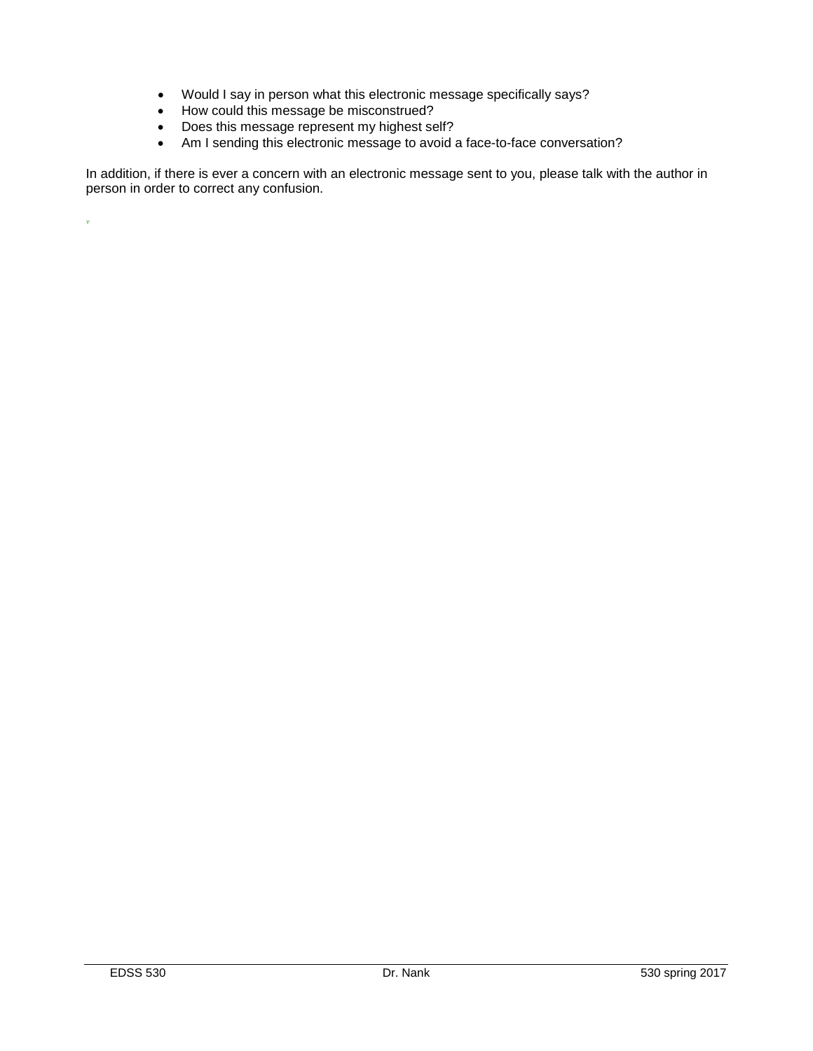- Would I say in person what this electronic message specifically says?
- How could this message be misconstrued?
- Does this message represent my highest self?
- Am I sending this electronic message to avoid a face-to-face conversation?

In addition, if there is ever a concern with an electronic message sent to you, please talk with the author in person in order to correct any confusion.